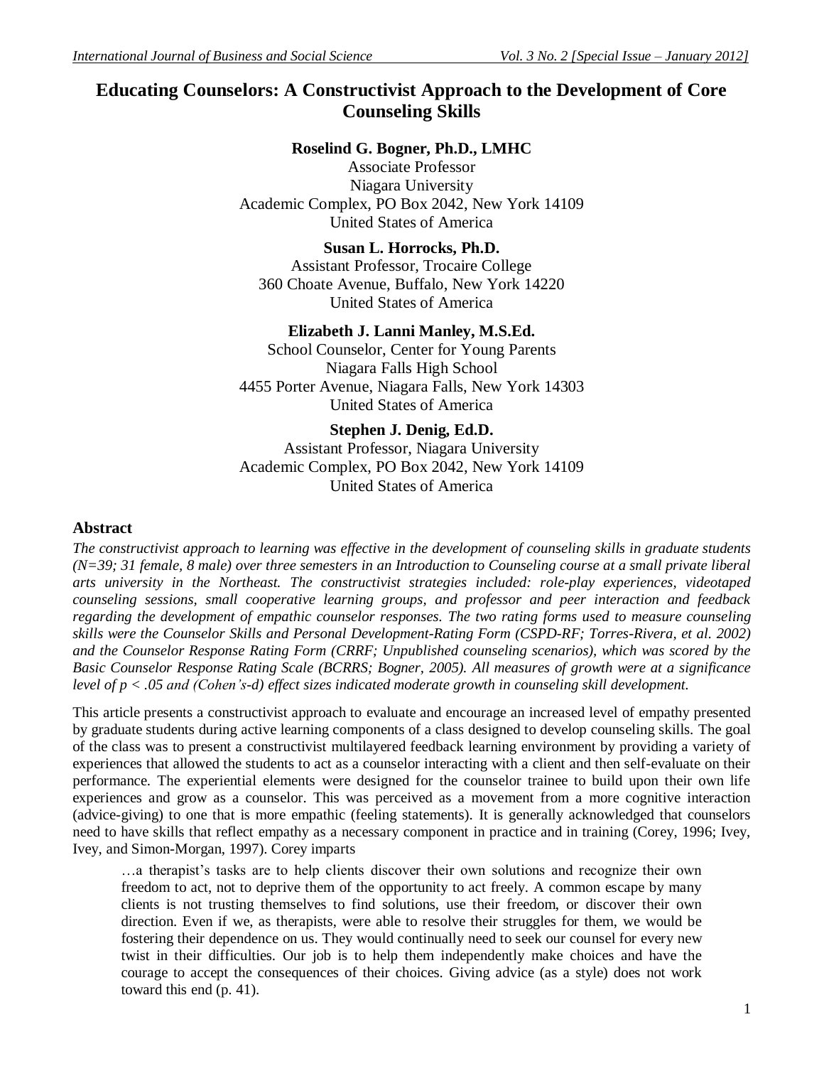# Educating Counselors: A Constructivist Approach to the Development of Core Counseling Skills

**Roselind G. Bogner, Ph.D., LMHC**
Associate Professor
Niagara University
Academic Complex, PO Box 2042, New York 14109
United States of America

**Susan L. Horrocks, Ph.D.**
Assistant Professor, Trocaire College
360 Choate Avenue, Buffalo, New York 14220
United States of America

**Elizabeth J. Lanni Manley, M.S.Ed.**
School Counselor, Center for Young Parents
Niagara Falls High School
4455 Porter Avenue, Niagara Falls, New York 14303
United States of America

**Stephen J. Denig, Ed.D.**
Assistant Professor, Niagara University
Academic Complex, PO Box 2042, New York 14109
United States of America

## Abstract

*The constructivist approach to learning was effective in the development of counseling skills in graduate students (N=39; 31 female, 8 male) over three semesters in an Introduction to Counseling course at a small private liberal arts university in the Northeast. The constructivist strategies included: role-play experiences, videotaped counseling sessions, small cooperative learning groups, and professor and peer interaction and feedback regarding the development of empathic counselor responses. The two rating forms used to measure counseling skills were the Counselor Skills and Personal Development-Rating Form (CSPD-RF; Torres-Rivera, et al. 2002) and the Counselor Response Rating Form (CRRF; Unpublished counseling scenarios), which was scored by the Basic Counselor Response Rating Scale (BCRRS; Bogner, 2005). All measures of growth were at a significance level of $p < .05$ and (Cohen's-d) effect sizes indicated moderate growth in counseling skill development.*

This article presents a constructivist approach to evaluate and encourage an increased level of empathy presented by graduate students during active learning components of a class designed to develop counseling skills. The goal of the class was to present a constructivist multilayered feedback learning environment by providing a variety of experiences that allowed the students to act as a counselor interacting with a client and then self-evaluate on their performance. The experiential elements were designed for the counselor trainee to build upon their own life experiences and grow as a counselor. This was perceived as a movement from a more cognitive interaction (advice-giving) to one that is more empathic (feeling statements). It is generally acknowledged that counselors need to have skills that reflect empathy as a necessary component in practice and in training (Corey, 1996; Ivey, Ivey, and Simon-Morgan, 1997). Corey imparts

> …a therapist's tasks are to help clients discover their own solutions and recognize their own freedom to act, not to deprive them of the opportunity to act freely. A common escape by many clients is not trusting themselves to find solutions, use their freedom, or discover their own direction. Even if we, as therapists, were able to resolve their struggles for them, we would be fostering their dependence on us. They would continually need to seek our counsel for every new twist in their difficulties. Our job is to help them independently make choices and have the courage to accept the consequences of their choices. Giving advice (as a style) does not work toward this end (p. 41).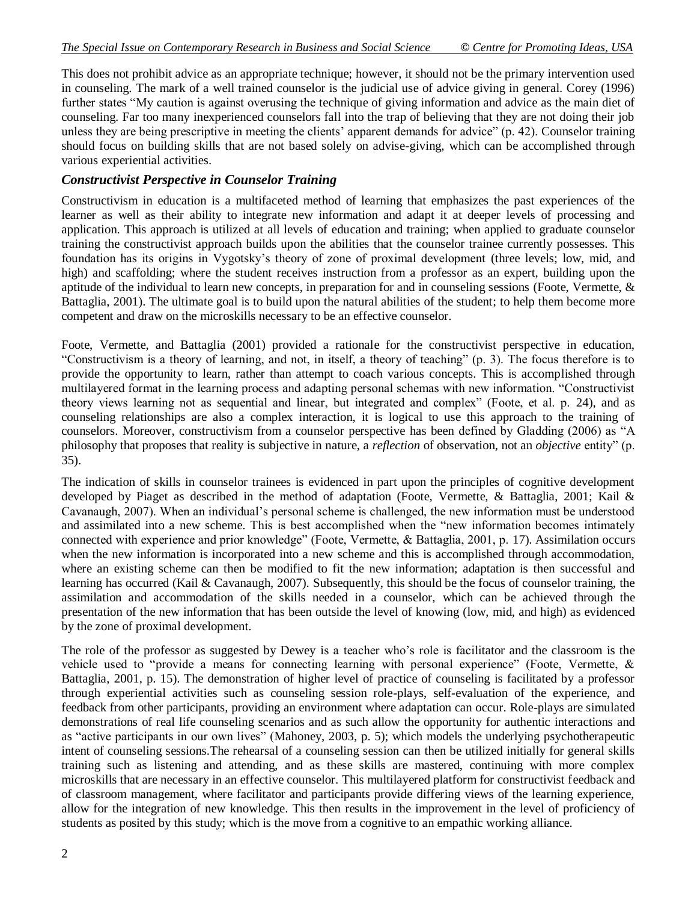This does not prohibit advice as an appropriate technique; however, it should not be the primary intervention used in counseling. The mark of a well trained counselor is the judicial use of advice giving in general. Corey (1996) further states "My caution is against overusing the technique of giving information and advice as the main diet of counseling. Far too many inexperienced counselors fall into the trap of believing that they are not doing their job unless they are being prescriptive in meeting the clients' apparent demands for advice" (p. 42). Counselor training should focus on building skills that are not based solely on advise-giving, which can be accomplished through various experiential activities.

### *Constructivist Perspective in Counselor Training*

Constructivism in education is a multifaceted method of learning that emphasizes the past experiences of the learner as well as their ability to integrate new information and adapt it at deeper levels of processing and application. This approach is utilized at all levels of education and training; when applied to graduate counselor training the constructivist approach builds upon the abilities that the counselor trainee currently possesses. This foundation has its origins in Vygotsky's theory of zone of proximal development (three levels; low, mid, and high) and scaffolding; where the student receives instruction from a professor as an expert, building upon the aptitude of the individual to learn new concepts, in preparation for and in counseling sessions (Foote, Vermette, & Battaglia, 2001). The ultimate goal is to build upon the natural abilities of the student; to help them become more competent and draw on the microskills necessary to be an effective counselor.

Foote, Vermette, and Battaglia (2001) provided a rationale for the constructivist perspective in education, "Constructivism is a theory of learning, and not, in itself, a theory of teaching" (p. 3). The focus therefore is to provide the opportunity to learn, rather than attempt to coach various concepts. This is accomplished through multilayered format in the learning process and adapting personal schemas with new information. "Constructivist theory views learning not as sequential and linear, but integrated and complex" (Foote, et al. p. 24), and as counseling relationships are also a complex interaction, it is logical to use this approach to the training of counselors. Moreover, constructivism from a counselor perspective has been defined by Gladding (2006) as "A philosophy that proposes that reality is subjective in nature, a *reflection* of observation, not an *objective* entity" (p. 35).

The indication of skills in counselor trainees is evidenced in part upon the principles of cognitive development developed by Piaget as described in the method of adaptation (Foote, Vermette, & Battaglia, 2001; Kail & Cavanaugh, 2007). When an individual's personal scheme is challenged, the new information must be understood and assimilated into a new scheme. This is best accomplished when the "new information becomes intimately connected with experience and prior knowledge" (Foote, Vermette, & Battaglia, 2001, p. 17). Assimilation occurs when the new information is incorporated into a new scheme and this is accomplished through accommodation, where an existing scheme can then be modified to fit the new information; adaptation is then successful and learning has occurred (Kail & Cavanaugh, 2007). Subsequently, this should be the focus of counselor training, the assimilation and accommodation of the skills needed in a counselor, which can be achieved through the presentation of the new information that has been outside the level of knowing (low, mid, and high) as evidenced by the zone of proximal development.

The role of the professor as suggested by Dewey is a teacher who's role is facilitator and the classroom is the vehicle used to "provide a means for connecting learning with personal experience" (Foote, Vermette, & Battaglia, 2001, p. 15). The demonstration of higher level of practice of counseling is facilitated by a professor through experiential activities such as counseling session role-plays, self-evaluation of the experience, and feedback from other participants, providing an environment where adaptation can occur. Role-plays are simulated demonstrations of real life counseling scenarios and as such allow the opportunity for authentic interactions and as "active participants in our own lives" (Mahoney, 2003, p. 5); which models the underlying psychotherapeutic intent of counseling sessions.The rehearsal of a counseling session can then be utilized initially for general skills training such as listening and attending, and as these skills are mastered, continuing with more complex microskills that are necessary in an effective counselor. This multilayered platform for constructivist feedback and of classroom management, where facilitator and participants provide differing views of the learning experience, allow for the integration of new knowledge. This then results in the improvement in the level of proficiency of students as posited by this study; which is the move from a cognitive to an empathic working alliance.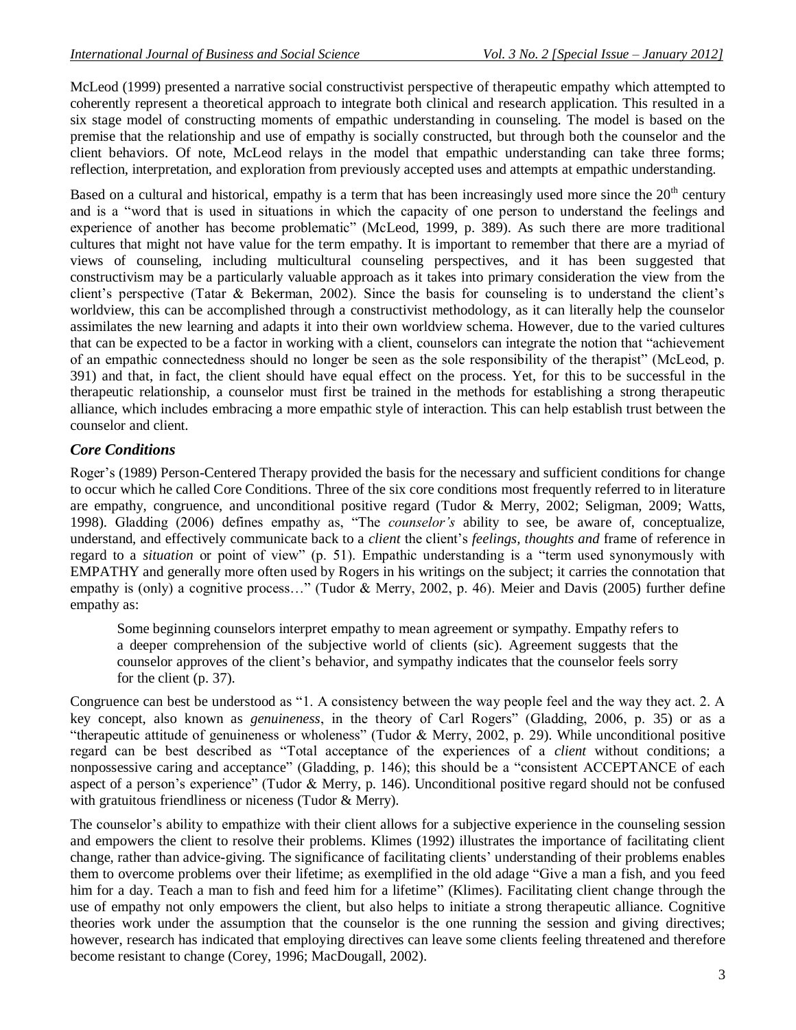McLeod (1999) presented a narrative social constructivist perspective of therapeutic empathy which attempted to coherently represent a theoretical approach to integrate both clinical and research application. This resulted in a six stage model of constructing moments of empathic understanding in counseling. The model is based on the premise that the relationship and use of empathy is socially constructed, but through both the counselor and the client behaviors. Of note, McLeod relays in the model that empathic understanding can take three forms; reflection, interpretation, and exploration from previously accepted uses and attempts at empathic understanding.

Based on a cultural and historical, empathy is a term that has been increasingly used more since the 20th century and is a "word that is used in situations in which the capacity of one person to understand the feelings and experience of another has become problematic" (McLeod, 1999, p. 389). As such there are more traditional cultures that might not have value for the term empathy. It is important to remember that there are a myriad of views of counseling, including multicultural counseling perspectives, and it has been suggested that constructivism may be a particularly valuable approach as it takes into primary consideration the view from the client's perspective (Tatar & Bekerman, 2002). Since the basis for counseling is to understand the client's worldview, this can be accomplished through a constructivist methodology, as it can literally help the counselor assimilates the new learning and adapts it into their own worldview schema. However, due to the varied cultures that can be expected to be a factor in working with a client, counselors can integrate the notion that "achievement of an empathic connectedness should no longer be seen as the sole responsibility of the therapist" (McLeod, p. 391) and that, in fact, the client should have equal effect on the process. Yet, for this to be successful in the therapeutic relationship, a counselor must first be trained in the methods for establishing a strong therapeutic alliance, which includes embracing a more empathic style of interaction. This can help establish trust between the counselor and client.

## *Core Conditions*

Roger's (1989) Person-Centered Therapy provided the basis for the necessary and sufficient conditions for change to occur which he called Core Conditions. Three of the six core conditions most frequently referred to in literature are empathy, congruence, and unconditional positive regard (Tudor & Merry, 2002; Seligman, 2009; Watts, 1998). Gladding (2006) defines empathy as, "The *counselor's* ability to see, be aware of, conceptualize, understand, and effectively communicate back to a *client* the client's *feelings, thoughts and* frame of reference in regard to a *situation* or point of view" (p. 51). Empathic understanding is a "term used synonymously with EMPATHY and generally more often used by Rogers in his writings on the subject; it carries the connotation that empathy is (only) a cognitive process…" (Tudor & Merry, 2002, p. 46). Meier and Davis (2005) further define empathy as:

> Some beginning counselors interpret empathy to mean agreement or sympathy. Empathy refers to a deeper comprehension of the subjective world of clients (sic). Agreement suggests that the counselor approves of the client's behavior, and sympathy indicates that the counselor feels sorry for the client (p. 37).

Congruence can best be understood as "1. A consistency between the way people feel and the way they act. 2. A key concept, also known as *genuineness*, in the theory of Carl Rogers" (Gladding, 2006, p. 35) or as a "therapeutic attitude of genuineness or wholeness" (Tudor & Merry, 2002, p. 29). While unconditional positive regard can be best described as "Total acceptance of the experiences of a *client* without conditions; a nonpossessive caring and acceptance" (Gladding, p. 146); this should be a "consistent ACCEPTANCE of each aspect of a person's experience" (Tudor & Merry, p. 146). Unconditional positive regard should not be confused with gratuitous friendliness or niceness (Tudor & Merry).

The counselor's ability to empathize with their client allows for a subjective experience in the counseling session and empowers the client to resolve their problems. Klimes (1992) illustrates the importance of facilitating client change, rather than advice-giving. The significance of facilitating clients' understanding of their problems enables them to overcome problems over their lifetime; as exemplified in the old adage "Give a man a fish, and you feed him for a day. Teach a man to fish and feed him for a lifetime" (Klimes). Facilitating client change through the use of empathy not only empowers the client, but also helps to initiate a strong therapeutic alliance. Cognitive theories work under the assumption that the counselor is the one running the session and giving directives; however, research has indicated that employing directives can leave some clients feeling threatened and therefore become resistant to change (Corey, 1996; MacDougall, 2002).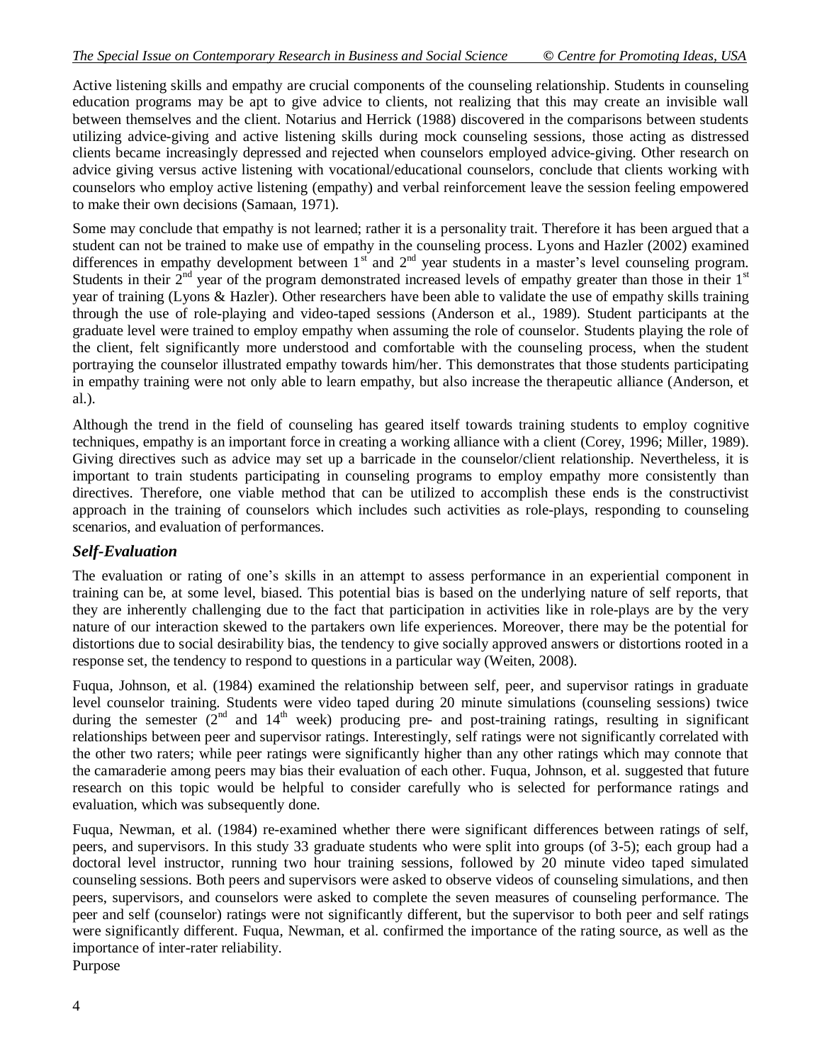Active listening skills and empathy are crucial components of the counseling relationship. Students in counseling education programs may be apt to give advice to clients, not realizing that this may create an invisible wall between themselves and the client. Notarius and Herrick (1988) discovered in the comparisons between students utilizing advice-giving and active listening skills during mock counseling sessions, those acting as distressed clients became increasingly depressed and rejected when counselors employed advice-giving. Other research on advice giving versus active listening with vocational/educational counselors, conclude that clients working with counselors who employ active listening (empathy) and verbal reinforcement leave the session feeling empowered to make their own decisions (Samaan, 1971).

Some may conclude that empathy is not learned; rather it is a personality trait. Therefore it has been argued that a student can not be trained to make use of empathy in the counseling process. Lyons and Hazler (2002) examined differences in empathy development between 1st and 2nd year students in a master's level counseling program. Students in their 2nd year of the program demonstrated increased levels of empathy greater than those in their 1st year of training (Lyons & Hazler). Other researchers have been able to validate the use of empathy skills training through the use of role-playing and video-taped sessions (Anderson et al., 1989). Student participants at the graduate level were trained to employ empathy when assuming the role of counselor. Students playing the role of the client, felt significantly more understood and comfortable with the counseling process, when the student portraying the counselor illustrated empathy towards him/her. This demonstrates that those students participating in empathy training were not only able to learn empathy, but also increase the therapeutic alliance (Anderson, et al.).

Although the trend in the field of counseling has geared itself towards training students to employ cognitive techniques, empathy is an important force in creating a working alliance with a client (Corey, 1996; Miller, 1989). Giving directives such as advice may set up a barricade in the counselor/client relationship. Nevertheless, it is important to train students participating in counseling programs to employ empathy more consistently than directives. Therefore, one viable method that can be utilized to accomplish these ends is the constructivist approach in the training of counselors which includes such activities as role-plays, responding to counseling scenarios, and evaluation of performances.

### *Self-Evaluation*

The evaluation or rating of one's skills in an attempt to assess performance in an experiential component in training can be, at some level, biased. This potential bias is based on the underlying nature of self reports, that they are inherently challenging due to the fact that participation in activities like in role-plays are by the very nature of our interaction skewed to the partakers own life experiences. Moreover, there may be the potential for distortions due to social desirability bias, the tendency to give socially approved answers or distortions rooted in a response set, the tendency to respond to questions in a particular way (Weiten, 2008).

Fuqua, Johnson, et al. (1984) examined the relationship between self, peer, and supervisor ratings in graduate level counselor training. Students were video taped during 20 minute simulations (counseling sessions) twice during the semester (2nd and 14th week) producing pre- and post-training ratings, resulting in significant relationships between peer and supervisor ratings. Interestingly, self ratings were not significantly correlated with the other two raters; while peer ratings were significantly higher than any other ratings which may connote that the camaraderie among peers may bias their evaluation of each other. Fuqua, Johnson, et al. suggested that future research on this topic would be helpful to consider carefully who is selected for performance ratings and evaluation, which was subsequently done.

Fuqua, Newman, et al. (1984) re-examined whether there were significant differences between ratings of self, peers, and supervisors. In this study 33 graduate students who were split into groups (of 3-5); each group had a doctoral level instructor, running two hour training sessions, followed by 20 minute video taped simulated counseling sessions. Both peers and supervisors were asked to observe videos of counseling simulations, and then peers, supervisors, and counselors were asked to complete the seven measures of counseling performance. The peer and self (counselor) ratings were not significantly different, but the supervisor to both peer and self ratings were significantly different. Fuqua, Newman, et al. confirmed the importance of the rating source, as well as the importance of inter-rater reliability.

Purpose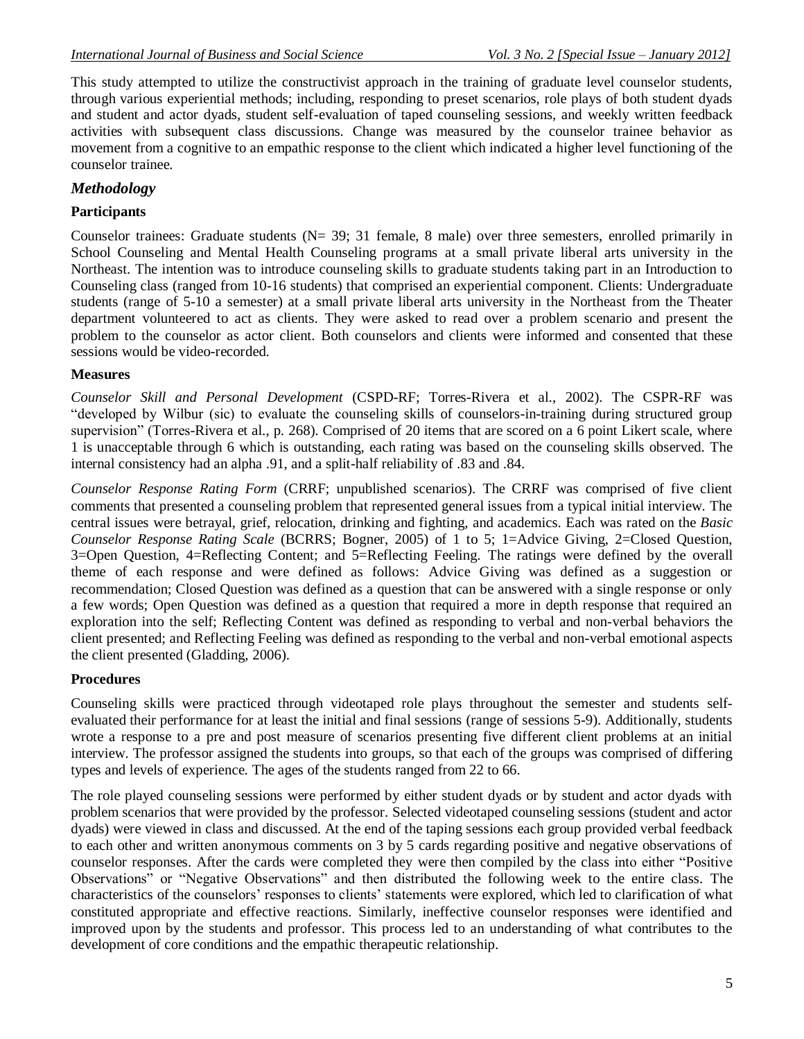This study attempted to utilize the constructivist approach in the training of graduate level counselor students, through various experiential methods; including, responding to preset scenarios, role plays of both student dyads and student and actor dyads, student self-evaluation of taped counseling sessions, and weekly written feedback activities with subsequent class discussions. Change was measured by the counselor trainee behavior as movement from a cognitive to an empathic response to the client which indicated a higher level functioning of the counselor trainee.

## *Methodology*

### Participants

Counselor trainees: Graduate students (N= 39; 31 female, 8 male) over three semesters, enrolled primarily in School Counseling and Mental Health Counseling programs at a small private liberal arts university in the Northeast. The intention was to introduce counseling skills to graduate students taking part in an Introduction to Counseling class (ranged from 10-16 students) that comprised an experiential component. Clients: Undergraduate students (range of 5-10 a semester) at a small private liberal arts university in the Northeast from the Theater department volunteered to act as clients. They were asked to read over a problem scenario and present the problem to the counselor as actor client. Both counselors and clients were informed and consented that these sessions would be video-recorded.

### Measures

*Counselor Skill and Personal Development* (CSPD-RF; Torres-Rivera et al., 2002). The CSPR-RF was "developed by Wilbur (sic) to evaluate the counseling skills of counselors-in-training during structured group supervision" (Torres-Rivera et al., p. 268). Comprised of 20 items that are scored on a 6 point Likert scale, where 1 is unacceptable through 6 which is outstanding, each rating was based on the counseling skills observed. The internal consistency had an alpha .91, and a split-half reliability of .83 and .84.

*Counselor Response Rating Form* (CRRF; unpublished scenarios). The CRRF was comprised of five client comments that presented a counseling problem that represented general issues from a typical initial interview. The central issues were betrayal, grief, relocation, drinking and fighting, and academics. Each was rated on the *Basic Counselor Response Rating Scale* (BCRRS; Bogner, 2005) of 1 to 5; 1=Advice Giving, 2=Closed Question, 3=Open Question, 4=Reflecting Content; and 5=Reflecting Feeling. The ratings were defined by the overall theme of each response and were defined as follows: Advice Giving was defined as a suggestion or recommendation; Closed Question was defined as a question that can be answered with a single response or only a few words; Open Question was defined as a question that required a more in depth response that required an exploration into the self; Reflecting Content was defined as responding to verbal and non-verbal behaviors the client presented; and Reflecting Feeling was defined as responding to the verbal and non-verbal emotional aspects the client presented (Gladding, 2006).

### Procedures

Counseling skills were practiced through videotaped role plays throughout the semester and students self-evaluated their performance for at least the initial and final sessions (range of sessions 5-9). Additionally, students wrote a response to a pre and post measure of scenarios presenting five different client problems at an initial interview. The professor assigned the students into groups, so that each of the groups was comprised of differing types and levels of experience. The ages of the students ranged from 22 to 66.

The role played counseling sessions were performed by either student dyads or by student and actor dyads with problem scenarios that were provided by the professor. Selected videotaped counseling sessions (student and actor dyads) were viewed in class and discussed. At the end of the taping sessions each group provided verbal feedback to each other and written anonymous comments on 3 by 5 cards regarding positive and negative observations of counselor responses. After the cards were completed they were then compiled by the class into either "Positive Observations" or "Negative Observations" and then distributed the following week to the entire class. The characteristics of the counselors' responses to clients' statements were explored, which led to clarification of what constituted appropriate and effective reactions. Similarly, ineffective counselor responses were identified and improved upon by the students and professor. This process led to an understanding of what contributes to the development of core conditions and the empathic therapeutic relationship.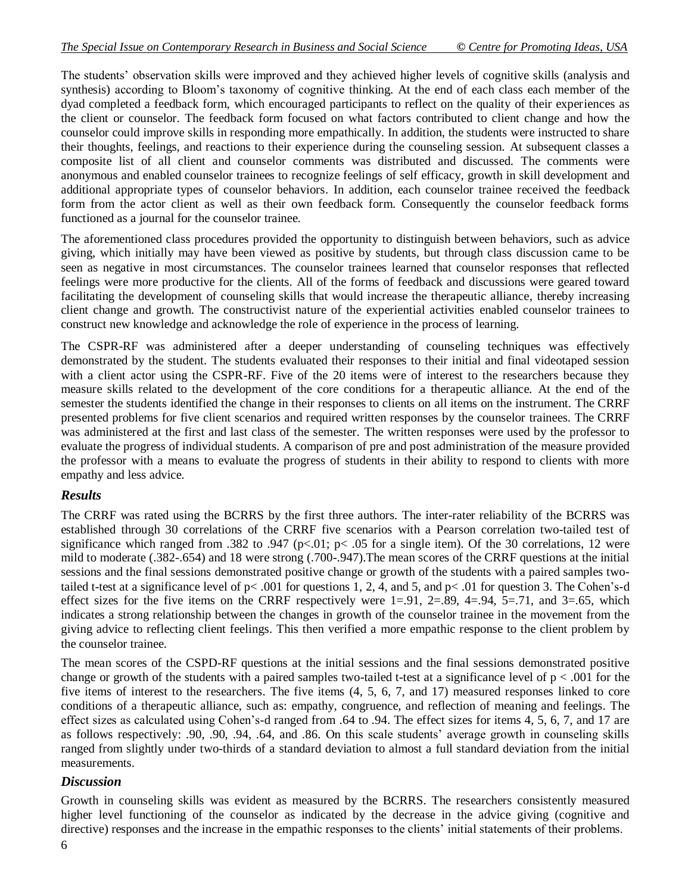The students' observation skills were improved and they achieved higher levels of cognitive skills (analysis and synthesis) according to Bloom's taxonomy of cognitive thinking. At the end of each class each member of the dyad completed a feedback form, which encouraged participants to reflect on the quality of their experiences as the client or counselor. The feedback form focused on what factors contributed to client change and how the counselor could improve skills in responding more empathically. In addition, the students were instructed to share their thoughts, feelings, and reactions to their experience during the counseling session. At subsequent classes a composite list of all client and counselor comments was distributed and discussed. The comments were anonymous and enabled counselor trainees to recognize feelings of self efficacy, growth in skill development and additional appropriate types of counselor behaviors. In addition, each counselor trainee received the feedback form from the actor client as well as their own feedback form. Consequently the counselor feedback forms functioned as a journal for the counselor trainee.

The aforementioned class procedures provided the opportunity to distinguish between behaviors, such as advice giving, which initially may have been viewed as positive by students, but through class discussion came to be seen as negative in most circumstances. The counselor trainees learned that counselor responses that reflected feelings were more productive for the clients. All of the forms of feedback and discussions were geared toward facilitating the development of counseling skills that would increase the therapeutic alliance, thereby increasing client change and growth. The constructivist nature of the experiential activities enabled counselor trainees to construct new knowledge and acknowledge the role of experience in the process of learning.

The CSPR-RF was administered after a deeper understanding of counseling techniques was effectively demonstrated by the student. The students evaluated their responses to their initial and final videotaped session with a client actor using the CSPR-RF. Five of the 20 items were of interest to the researchers because they measure skills related to the development of the core conditions for a therapeutic alliance. At the end of the semester the students identified the change in their responses to clients on all items on the instrument. The CRRF presented problems for five client scenarios and required written responses by the counselor trainees. The CRRF was administered at the first and last class of the semester. The written responses were used by the professor to evaluate the progress of individual students. A comparison of pre and post administration of the measure provided the professor with a means to evaluate the progress of students in their ability to respond to clients with more empathy and less advice.

## *Results*

The CRRF was rated using the BCRRS by the first three authors. The inter-rater reliability of the BCRRS was established through 30 correlations of the CRRF five scenarios with a Pearson correlation two-tailed test of significance which ranged from .382 to .947 ($p<.01$; $p< .05$ for a single item). Of the 30 correlations, 12 were mild to moderate (.382-.654) and 18 were strong (.700-.947).The mean scores of the CRRF questions at the initial sessions and the final sessions demonstrated positive change or growth of the students with a paired samples two-tailed t-test at a significance level of $p< .001$ for questions 1, 2, 4, and 5, and $p< .01$ for question 3. The Cohen's-d effect sizes for the five items on the CRRF respectively were 1=.91, 2=.89, 4=.94, 5=.71, and 3=.65, which indicates a strong relationship between the changes in growth of the counselor trainee in the movement from the giving advice to reflecting client feelings. This then verified a more empathic response to the client problem by the counselor trainee.

The mean scores of the CSPD-RF questions at the initial sessions and the final sessions demonstrated positive change or growth of the students with a paired samples two-tailed t-test at a significance level of $p < .001$ for the five items of interest to the researchers. The five items (4, 5, 6, 7, and 17) measured responses linked to core conditions of a therapeutic alliance, such as: empathy, congruence, and reflection of meaning and feelings. The effect sizes as calculated using Cohen's-d ranged from .64 to .94. The effect sizes for items 4, 5, 6, 7, and 17 are as follows respectively: .90, .90, .94, .64, and .86. On this scale students' average growth in counseling skills ranged from slightly under two-thirds of a standard deviation to almost a full standard deviation from the initial measurements.

## *Discussion*

Growth in counseling skills was evident as measured by the BCRRS. The researchers consistently measured higher level functioning of the counselor as indicated by the decrease in the advice giving (cognitive and directive) responses and the increase in the empathic responses to the clients' initial statements of their problems.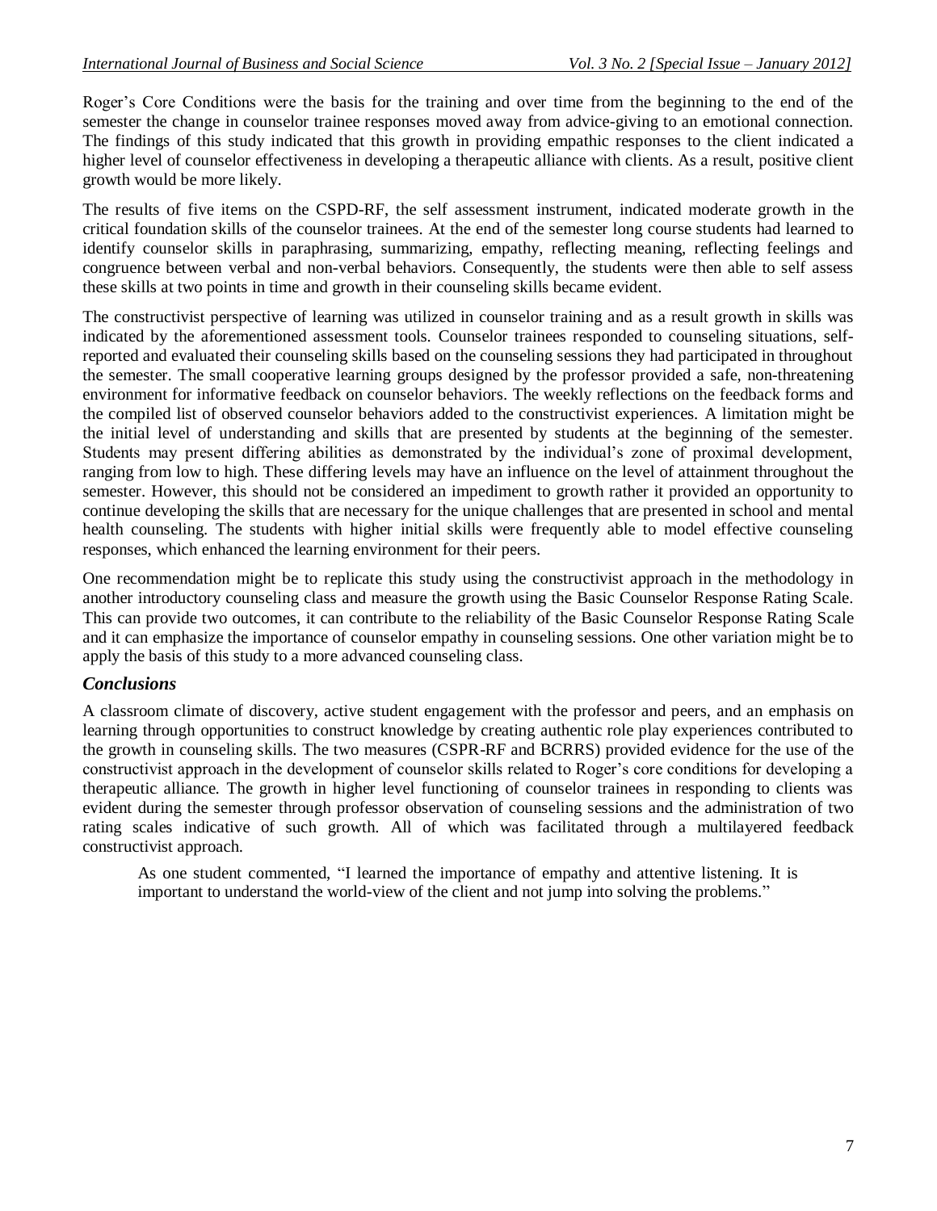Roger's Core Conditions were the basis for the training and over time from the beginning to the end of the semester the change in counselor trainee responses moved away from advice-giving to an emotional connection. The findings of this study indicated that this growth in providing empathic responses to the client indicated a higher level of counselor effectiveness in developing a therapeutic alliance with clients. As a result, positive client growth would be more likely.

The results of five items on the CSPD-RF, the self assessment instrument, indicated moderate growth in the critical foundation skills of the counselor trainees. At the end of the semester long course students had learned to identify counselor skills in paraphrasing, summarizing, empathy, reflecting meaning, reflecting feelings and congruence between verbal and non-verbal behaviors. Consequently, the students were then able to self assess these skills at two points in time and growth in their counseling skills became evident.

The constructivist perspective of learning was utilized in counselor training and as a result growth in skills was indicated by the aforementioned assessment tools. Counselor trainees responded to counseling situations, self-reported and evaluated their counseling skills based on the counseling sessions they had participated in throughout the semester. The small cooperative learning groups designed by the professor provided a safe, non-threatening environment for informative feedback on counselor behaviors. The weekly reflections on the feedback forms and the compiled list of observed counselor behaviors added to the constructivist experiences. A limitation might be the initial level of understanding and skills that are presented by students at the beginning of the semester. Students may present differing abilities as demonstrated by the individual's zone of proximal development, ranging from low to high. These differing levels may have an influence on the level of attainment throughout the semester. However, this should not be considered an impediment to growth rather it provided an opportunity to continue developing the skills that are necessary for the unique challenges that are presented in school and mental health counseling. The students with higher initial skills were frequently able to model effective counseling responses, which enhanced the learning environment for their peers.

One recommendation might be to replicate this study using the constructivist approach in the methodology in another introductory counseling class and measure the growth using the Basic Counselor Response Rating Scale. This can provide two outcomes, it can contribute to the reliability of the Basic Counselor Response Rating Scale and it can emphasize the importance of counselor empathy in counseling sessions. One other variation might be to apply the basis of this study to a more advanced counseling class.

### *Conclusions*

A classroom climate of discovery, active student engagement with the professor and peers, and an emphasis on learning through opportunities to construct knowledge by creating authentic role play experiences contributed to the growth in counseling skills. The two measures (CSPR-RF and BCRRS) provided evidence for the use of the constructivist approach in the development of counselor skills related to Roger's core conditions for developing a therapeutic alliance. The growth in higher level functioning of counselor trainees in responding to clients was evident during the semester through professor observation of counseling sessions and the administration of two rating scales indicative of such growth. All of which was facilitated through a multilayered feedback constructivist approach.

> As one student commented, "I learned the importance of empathy and attentive listening. It is important to understand the world-view of the client and not jump into solving the problems."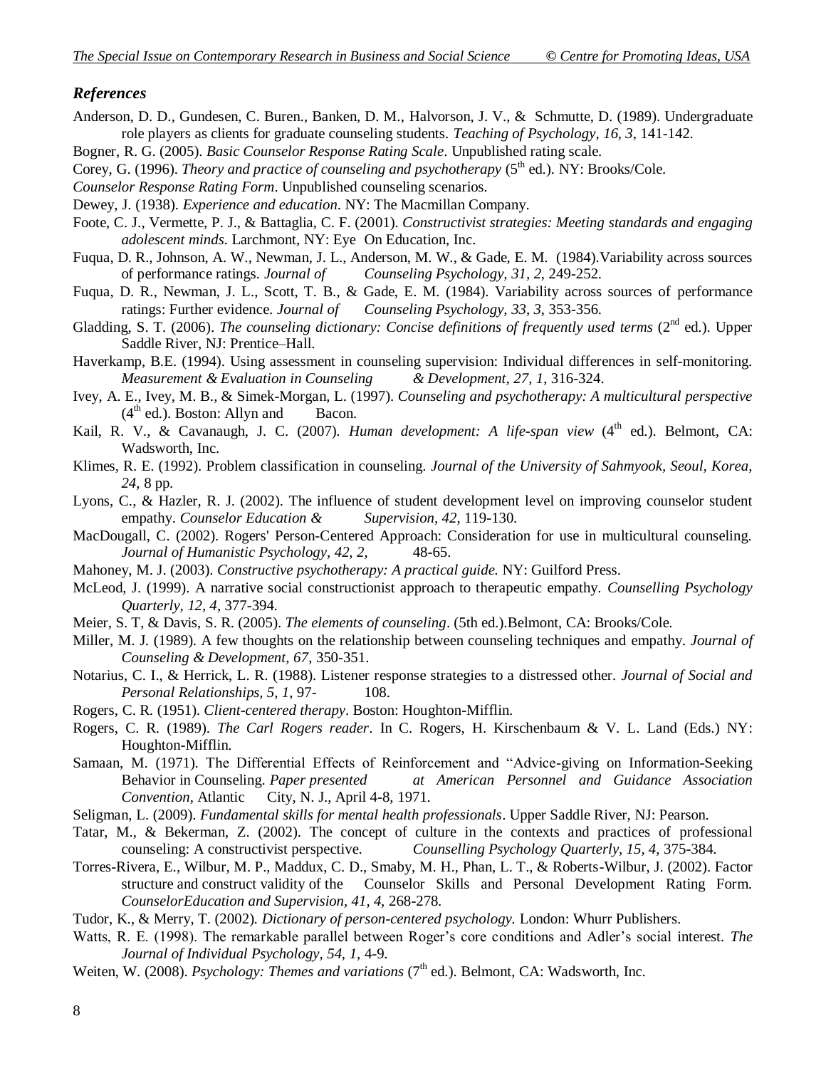### *References*

Anderson, D. D., Gundesen, C. Buren., Banken, D. M., Halvorson, J. V., & Schmutte, D. (1989). Undergraduate role players as clients for graduate counseling students. *Teaching of Psychology, 16, 3*, 141-142.

Bogner, R. G. (2005). *Basic Counselor Response Rating Scale*. Unpublished rating scale.

Corey, G. (1996). *Theory and practice of counseling and psychotherapy* (5th ed.). NY: Brooks/Cole.

*Counselor Response Rating Form*. Unpublished counseling scenarios.

Dewey, J. (1938). *Experience and education.* NY: The Macmillan Company.

Foote, C. J., Vermette, P. J., & Battaglia, C. F. (2001). *Constructivist strategies: Meeting standards and engaging adolescent minds.* Larchmont, NY: Eye On Education, Inc.

Fuqua, D. R., Johnson, A. W., Newman, J. L., Anderson, M. W., & Gade, E. M. (1984).Variability across sources of performance ratings. *Journal of Counseling Psychology, 31, 2*, 249-252.

Fuqua, D. R., Newman, J. L., Scott, T. B., & Gade, E. M. (1984). Variability across sources of performance ratings: Further evidence. *Journal of Counseling Psychology, 33, 3*, 353-356.

Gladding, S. T. (2006). *The counseling dictionary: Concise definitions of frequently used terms* (2nd ed.). Upper Saddle River, NJ: Prentice–Hall.

Haverkamp, B.E. (1994). Using assessment in counseling supervision: Individual differences in self-monitoring. *Measurement & Evaluation in Counseling & Development, 27, 1*, 316-324.

Ivey, A. E., Ivey, M. B., & Simek-Morgan, L. (1997). *Counseling and psychotherapy: A multicultural perspective* (4th ed.). Boston: Allyn and Bacon.

Kail, R. V., & Cavanaugh, J. C. (2007). *Human development: A life-span view* (4th ed.). Belmont, CA: Wadsworth, Inc.

Klimes, R. E. (1992). Problem classification in counseling. *Journal of the University of Sahmyook, Seoul, Korea, 24*, 8 pp.

Lyons, C., & Hazler, R. J. (2002). The influence of student development level on improving counselor student empathy. *Counselor Education & Supervision, 42*, 119-130.

MacDougall, C. (2002). Rogers' Person-Centered Approach: Consideration for use in multicultural counseling. *Journal of Humanistic Psychology, 42, 2*, 48-65.

Mahoney, M. J. (2003). *Constructive psychotherapy: A practical guide.* NY: Guilford Press.

McLeod, J. (1999). A narrative social constructionist approach to therapeutic empathy. *Counselling Psychology Quarterly, 12, 4*, 377-394.

Meier, S. T, & Davis, S. R. (2005). *The elements of counseling*. (5th ed.).Belmont, CA: Brooks/Cole.

Miller, M. J. (1989). A few thoughts on the relationship between counseling techniques and empathy. *Journal of Counseling & Development, 67*, 350-351.

Notarius, C. I., & Herrick, L. R. (1988). Listener response strategies to a distressed other. *Journal of Social and Personal Relationships, 5, 1*, 97- 108.

Rogers, C. R. (1951). *Client-centered therapy*. Boston: Houghton-Mifflin.

Rogers, C. R. (1989). *The Carl Rogers reader*. In C. Rogers, H. Kirschenbaum & V. L. Land (Eds.) NY: Houghton-Mifflin.

Samaan, M. (1971). The Differential Effects of Reinforcement and "Advice-giving on Information-Seeking Behavior in Counseling. *Paper presented at American Personnel and Guidance Association Convention*, Atlantic City, N. J., April 4-8, 1971.

Seligman, L. (2009). *Fundamental skills for mental health professionals*. Upper Saddle River, NJ: Pearson.

Tatar, M., & Bekerman, Z. (2002). The concept of culture in the contexts and practices of professional counseling: A constructivist perspective. *Counselling Psychology Quarterly, 15, 4*, 375-384.

Torres-Rivera, E., Wilbur, M. P., Maddux, C. D., Smaby, M. H., Phan, L. T., & Roberts-Wilbur, J. (2002). Factor structure and construct validity of the Counselor Skills and Personal Development Rating Form. *CounselorEducation and Supervision, 41, 4*, 268-278.

Tudor, K., & Merry, T. (2002). *Dictionary of person-centered psychology.* London: Whurr Publishers.

Watts, R. E. (1998). The remarkable parallel between Roger's core conditions and Adler's social interest. *The Journal of Individual Psychology, 54, 1*, 4-9.

Weiten, W. (2008). *Psychology: Themes and variations* (7th ed.). Belmont, CA: Wadsworth, Inc.